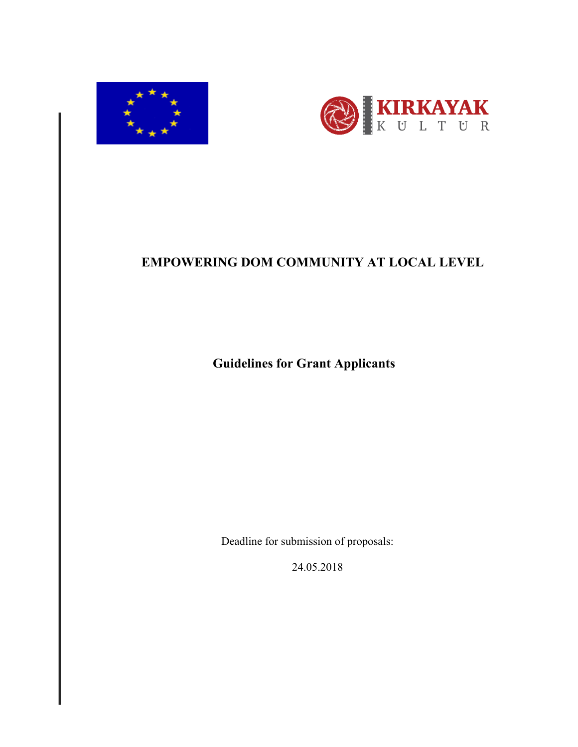# EMPOWERING DOM COMMUNITY AT LOCAL LEVEL

## Guidelines for Grant Applicants

Deadline for submission of proposals:

24.05.2018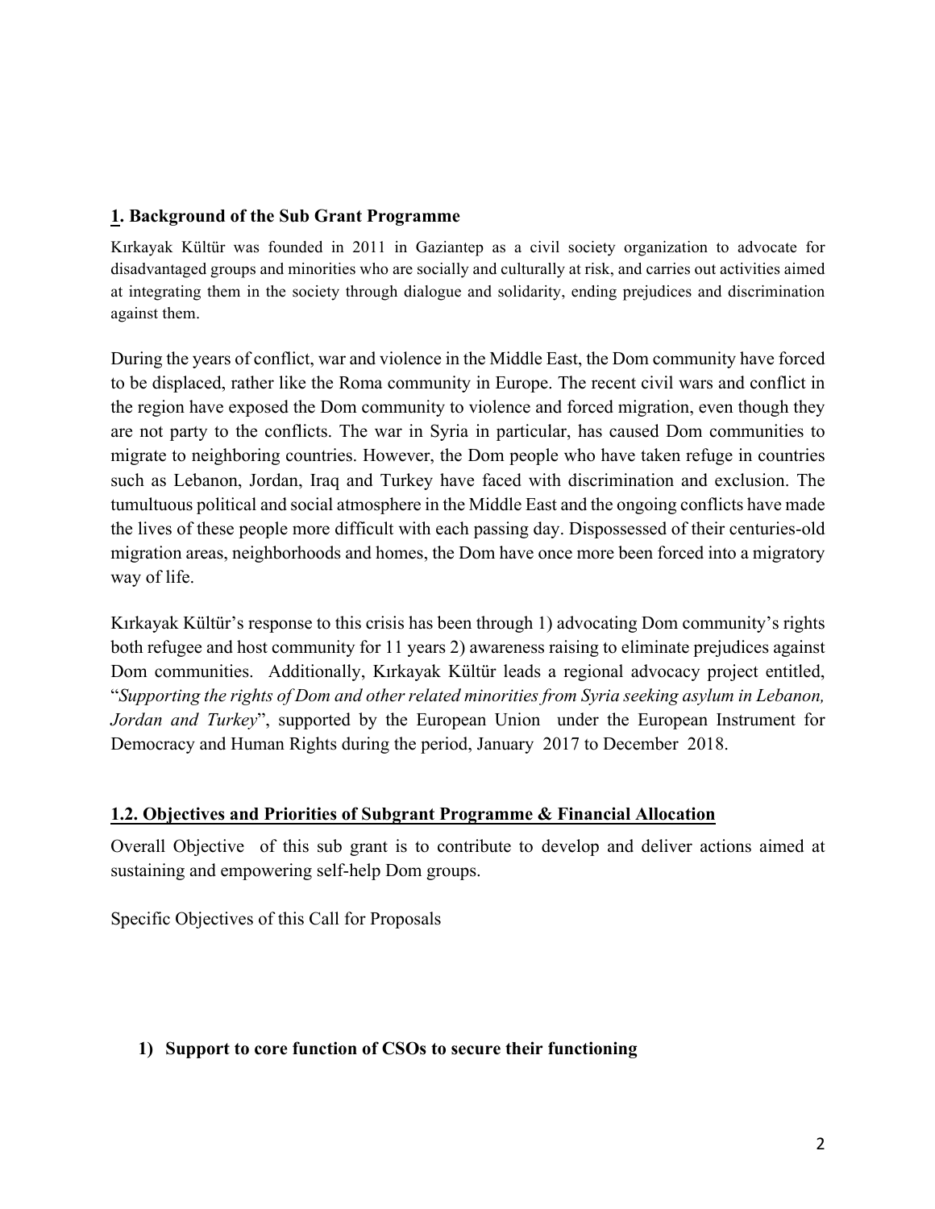## **1. Background of the Sub Grant Programme**

Kırkayak Kültür was founded in 2011 in Gaziantep as a civil society organization to advocate for disadvantaged groups and minorities who are socially and culturally at risk, and carries out activities aimed at integrating them in the society through dialogue and solidarity, ending prejudices and discrimination against them.

During the years of conflict, war and violence in the Middle East, the Dom community have forced to be displaced, rather like the Roma community in Europe. The recent civil wars and conflict in the region have exposed the Dom community to violence and forced migration, even though they are not party to the conflicts. The war in Syria in particular, has caused Dom communities to migrate to neighboring countries. However, the Dom people who have taken refuge in countries such as Lebanon, Jordan, Iraq and Turkey have faced with discrimination and exclusion. The tumultuous political and social atmosphere in the Middle East and the ongoing conflicts have made the lives of these people more difficult with each passing day. Dispossessed of their centuries-old migration areas, neighborhoods and homes, the Dom have once more been forced into a migratory way of life.

Kırkayak Kültür's response to this crisis has been through 1) advocating Dom community's rights both refugee and host community for 11 years 2) awareness raising to eliminate prejudices against Dom communities. Additionally, Kırkayak Kültür leads a regional advocacy project entitled, "*Supporting the rights of Dom and other related minorities from Syria seeking asylum in Lebanon, Jordan and Turkey*", supported by the European Union under the European Instrument for Democracy and Human Rights during the period, January 2017 to December 2018.

## **1.2. Objectives and Priorities of Subgrant Programme & Financial Allocation**

Overall Objective of this sub grant is to contribute to develop and deliver actions aimed at sustaining and empowering self-help Dom groups.

Specific Objectives of this Call for Proposals

1) **Support to core function of CSOs to secure their functioning**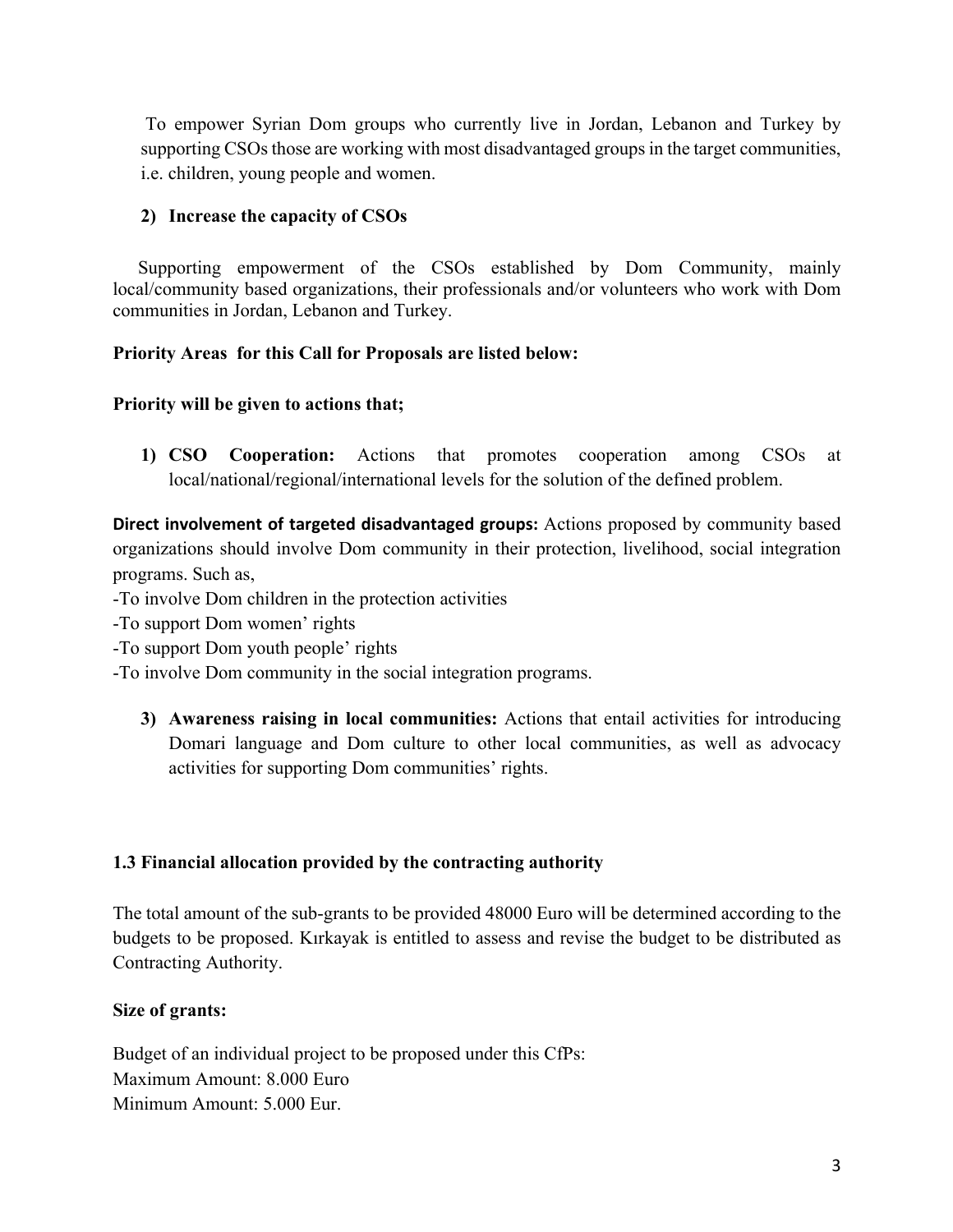To empower Syrian Dom groups who currently live in Jordan, Lebanon and Turkey by supporting CSOs those are working with most disadvantaged groups in the target communities, i.e. children, young people and women.

**2) Increase the capacity of CSOs**

Supporting empowerment of the CSOs established by Dom Community, mainly local/community based organizations, their professionals and/or volunteers who work with Dom communities in Jordan, Lebanon and Turkey.

**Priority Areas for this Call for Proposals are listed below:**

**Priority will be given to actions that;**

1) **CSO Cooperation:** Actions that promotes cooperation among CSOs at local/national/regional/international levels for the solution of the defined problem.

**Direct involvement of targeted disadvantaged groups:** Actions proposed by community based organizations should involve Dom community in their protection, livelihood, social integration programs. Such as,

-To involve Dom children in the protection activities
-To support Dom women' rights
-To support Dom youth people' rights
-To involve Dom community in the social integration programs.

3) **Awareness raising in local communities:** Actions that entail activities for introducing Domari language and Dom culture to other local communities, as well as advocacy activities for supporting Dom communities' rights.

### 1.3 Financial allocation provided by the contracting authority

The total amount of the sub-grants to be provided 48000 Euro will be determined according to the budgets to be proposed. Kırkayak is entitled to assess and revise the budget to be distributed as Contracting Authority.

**Size of grants:**

Budget of an individual project to be proposed under this CfPs:
Maximum Amount: 8.000 Euro
Minimum Amount: 5.000 Eur.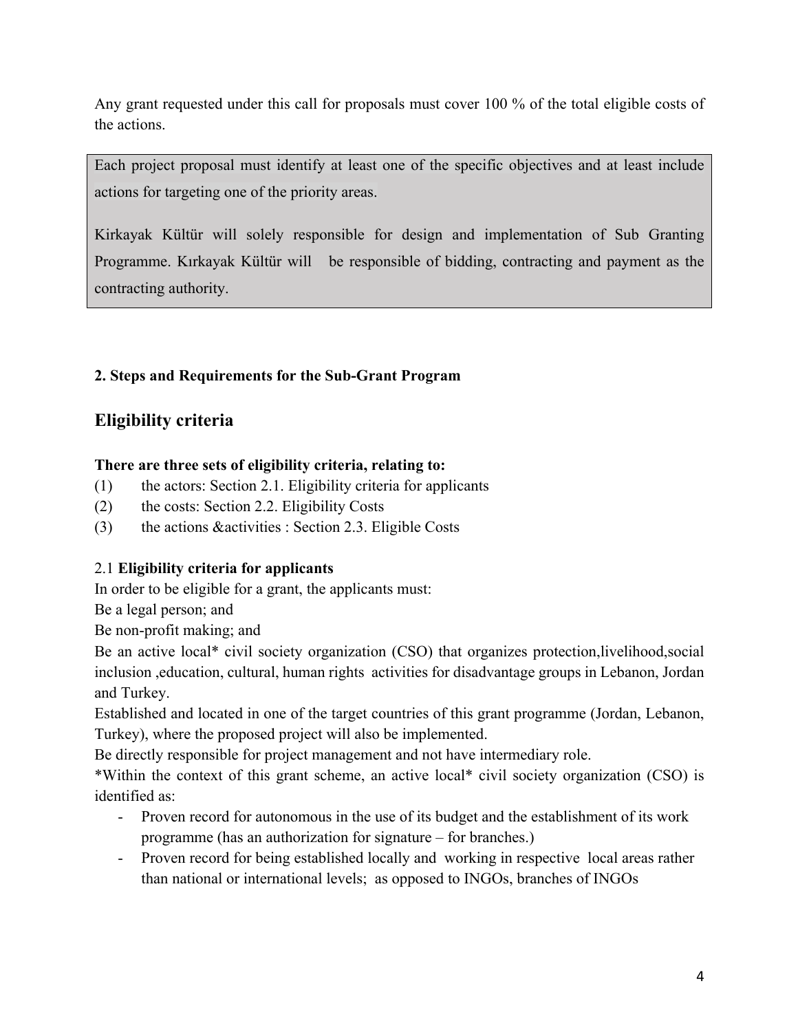Any grant requested under this call for proposals must cover 100 % of the total eligible costs of the actions.

> Each project proposal must identify at least one of the specific objectives and at least include actions for targeting one of the priority areas.
>
> Kirkayak Kültür will solely responsible for design and implementation of Sub Granting Programme. Kırkayak Kültür will be responsible of bidding, contracting and payment as the contracting authority.

**2. Steps and Requirements for the Sub-Grant Program**

## Eligibility criteria

**There are three sets of eligibility criteria, relating to:**

(1) the actors: Section 2.1. Eligibility criteria for applicants
(2) the costs: Section 2.2. Eligibility Costs
(3) the actions &activities : Section 2.3. Eligible Costs

2.1 **Eligibility criteria for applicants**

In order to be eligible for a grant, the applicants must:

Be a legal person; and

Be non-profit making; and

Be an active local* civil society organization (CSO) that organizes protection,livelihood,social inclusion ,education, cultural, human rights activities for disadvantage groups in Lebanon, Jordan and Turkey.

Established and located in one of the target countries of this grant programme (Jordan, Lebanon, Turkey), where the proposed project will also be implemented.

Be directly responsible for project management and not have intermediary role.

*Within the context of this grant scheme, an active local* civil society organization (CSO) is identified as:

- Proven record for autonomous in the use of its budget and the establishment of its work programme (has an authorization for signature – for branches.)
- Proven record for being established locally and working in respective local areas rather than national or international levels; as opposed to INGOs, branches of INGOs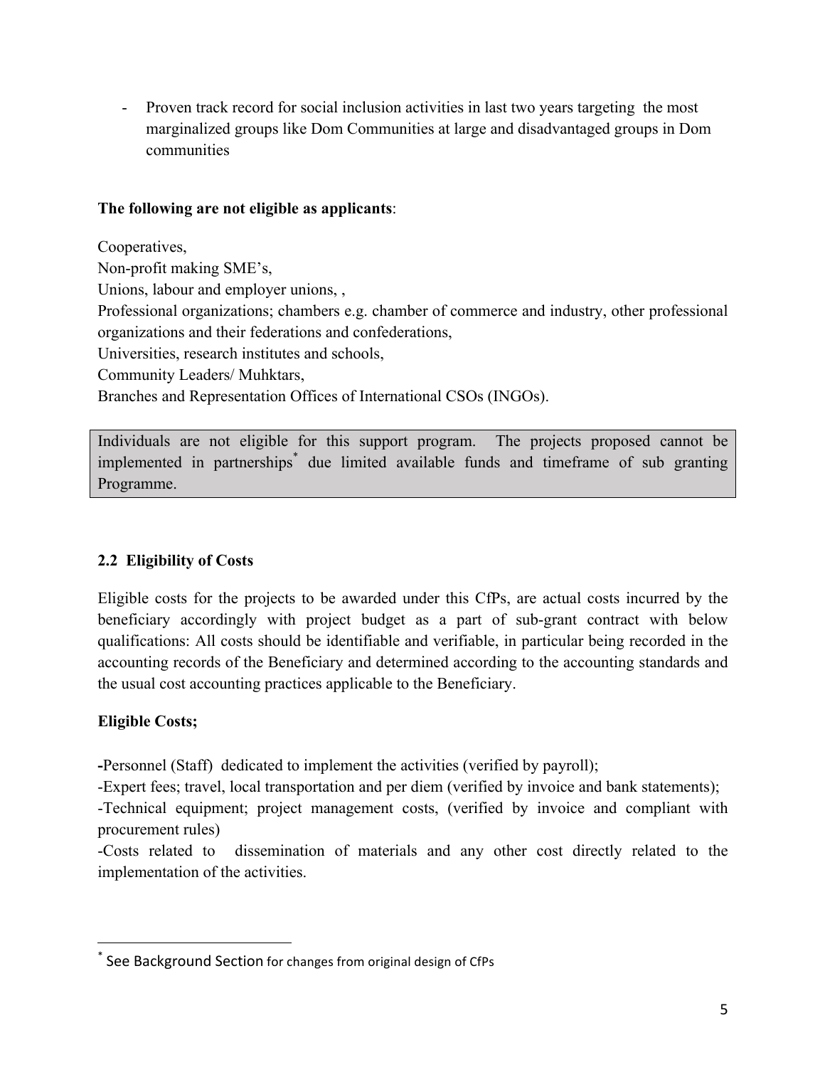- Proven track record for social inclusion activities in last two years targeting  the most marginalized groups like Dom Communities at large and disadvantaged groups in Dom communities

**The following are not eligible as applicants**:

Cooperatives,
Non-profit making SME's,
Unions, labour and employer unions, ,
Professional organizations; chambers e.g. chamber of commerce and industry, other professional organizations and their federations and confederations,
Universities, research institutes and schools,
Community Leaders/ Muhktars,
Branches and Representation Offices of International CSOs (INGOs).

Individuals are not eligible for this support program.  The projects proposed cannot be implemented in partnerships* due limited available funds and timeframe of sub granting Programme.

### 2.2 Eligibility of Costs

Eligible costs for the projects to be awarded under this CfPs, are actual costs incurred by the beneficiary accordingly with project budget as a part of sub-grant contract with below qualifications: All costs should be identifiable and verifiable, in particular being recorded in the accounting records of the Beneficiary and determined according to the accounting standards and the usual cost accounting practices applicable to the Beneficiary.

**Eligible Costs;**

**-**Personnel (Staff)  dedicated to implement the activities (verified by payroll);
-Expert fees; travel, local transportation and per diem (verified by invoice and bank statements);
-Technical equipment; project management costs, (verified by invoice and compliant with procurement rules)
-Costs related to  dissemination of materials and any other cost directly related to the implementation of the activities.

---

* See Background Section for changes from original design of CfPs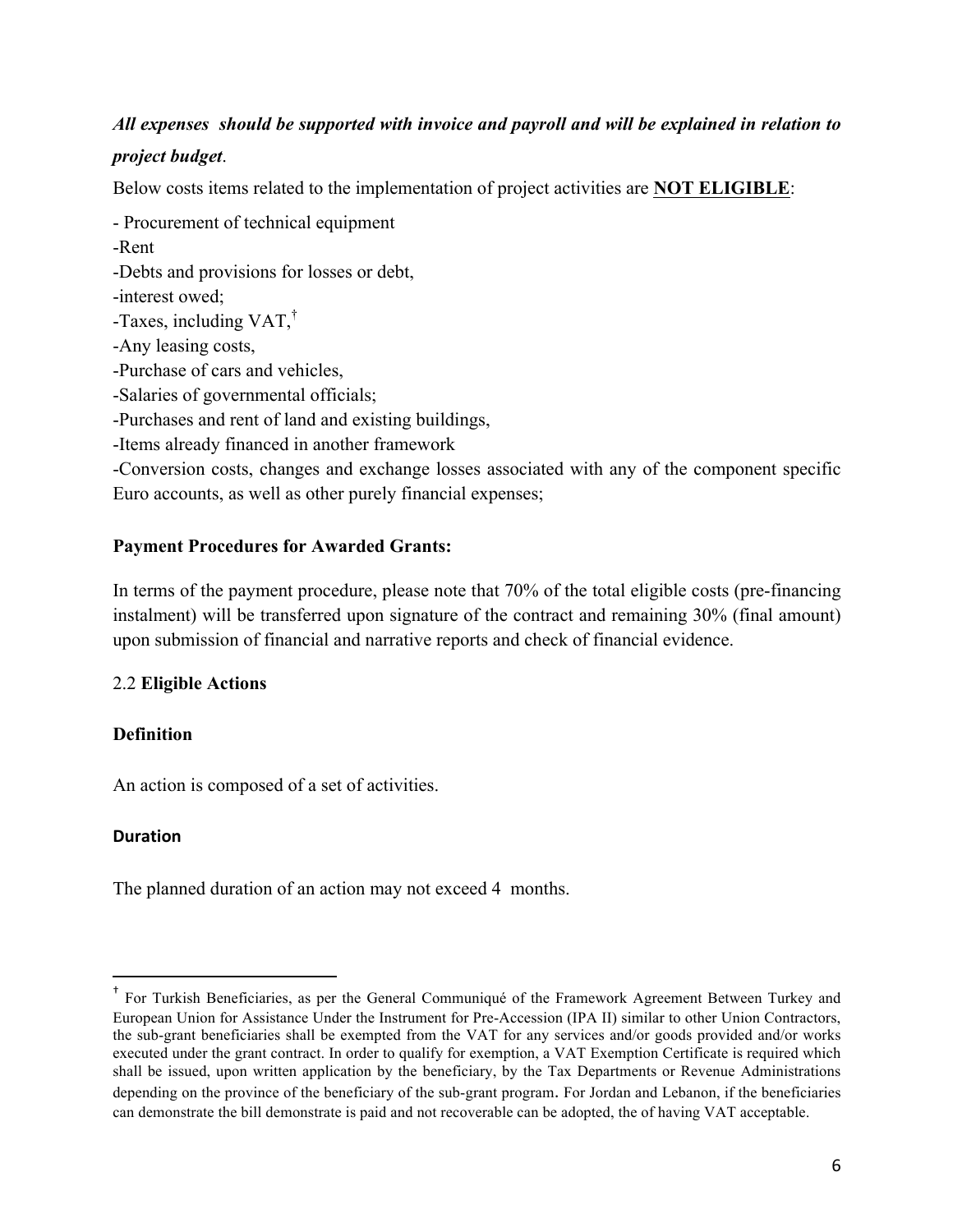***All expenses should be supported with invoice and payroll and will be explained in relation to project budget***.

Below costs items related to the implementation of project activities are **NOT ELIGIBLE**:

- Procurement of technical equipment
- Rent
- Debts and provisions for losses or debt,
- interest owed;
- Taxes, including VAT,[†]
- Any leasing costs,
- Purchase of cars and vehicles,
- Salaries of governmental officials;
- Purchases and rent of land and existing buildings,
- Items already financed in another framework
- Conversion costs, changes and exchange losses associated with any of the component specific Euro accounts, as well as other purely financial expenses;

**Payment Procedures for Awarded Grants:**

In terms of the payment procedure, please note that 70% of the total eligible costs (pre-financing instalment) will be transferred upon signature of the contract and remaining 30% (final amount) upon submission of financial and narrative reports and check of financial evidence.

### 2.2 Eligible Actions

**Definition**

An action is composed of a set of activities.

**Duration**

The planned duration of an action may not exceed 4 months.

---

[†] For Turkish Beneficiaries, as per the General Communiqué of the Framework Agreement Between Turkey and European Union for Assistance Under the Instrument for Pre-Accession (IPA II) similar to other Union Contractors, the sub-grant beneficiaries shall be exempted from the VAT for any services and/or goods provided and/or works executed under the grant contract. In order to qualify for exemption, a VAT Exemption Certificate is required which shall be issued, upon written application by the beneficiary, by the Tax Departments or Revenue Administrations depending on the province of the beneficiary of the sub-grant program. For Jordan and Lebanon, if the beneficiaries can demonstrate the bill demonstrate is paid and not recoverable can be adopted, the of having VAT acceptable.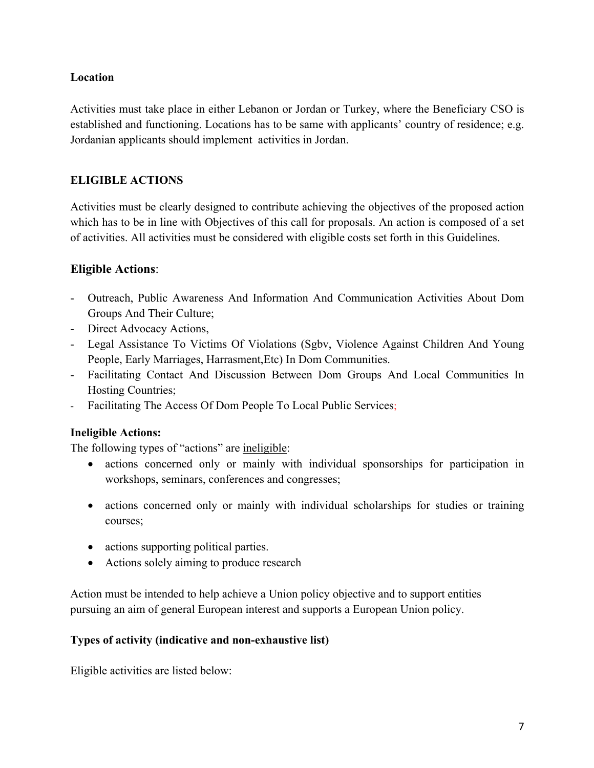**Location**

Activities must take place in either Lebanon or Jordan or Turkey, where the Beneficiary CSO is established and functioning. Locations has to be same with applicants' country of residence; e.g. Jordanian applicants should implement activities in Jordan.

**ELIGIBLE ACTIONS**

Activities must be clearly designed to contribute achieving the objectives of the proposed action which has to be in line with Objectives of this call for proposals. An action is composed of a set of activities. All activities must be considered with eligible costs set forth in this Guidelines.

**Eligible Actions**:

- Outreach, Public Awareness And Information And Communication Activities About Dom Groups And Their Culture;
- Direct Advocacy Actions,
- Legal Assistance To Victims Of Violations (Sgbv, Violence Against Children And Young People, Early Marriages, Harrasment,Etc) In Dom Communities.
- Facilitating Contact And Discussion Between Dom Groups And Local Communities In Hosting Countries;
- Facilitating The Access Of Dom People To Local Public Services;

**Ineligible Actions:**

The following types of "actions" are ineligible:

- actions concerned only or mainly with individual sponsorships for participation in workshops, seminars, conferences and congresses;
- actions concerned only or mainly with individual scholarships for studies or training courses;
- actions supporting political parties.
- Actions solely aiming to produce research

Action must be intended to help achieve a Union policy objective and to support entities pursuing an aim of general European interest and supports a European Union policy.

**Types of activity (indicative and non-exhaustive list)**

Eligible activities are listed below: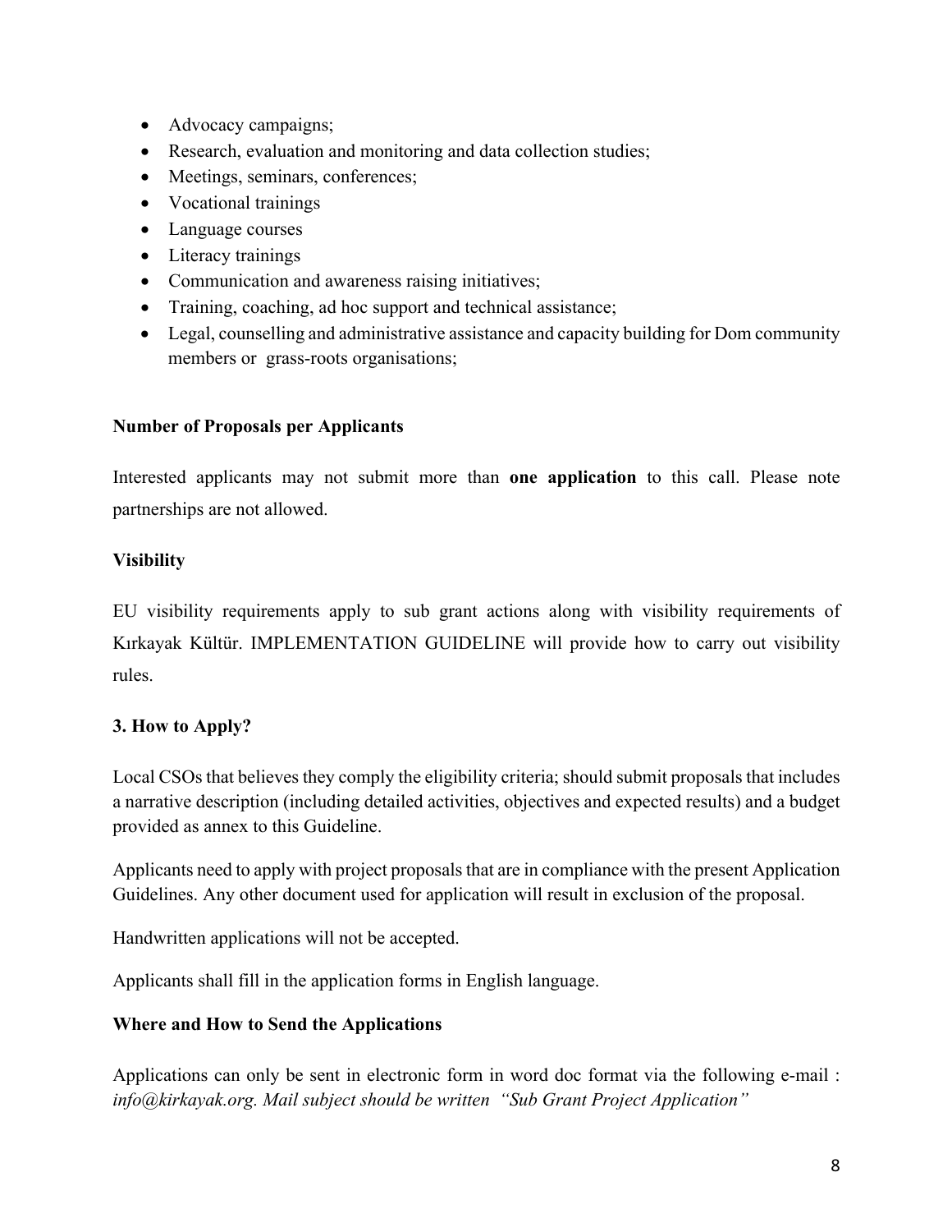- Advocacy campaigns;
- Research, evaluation and monitoring and data collection studies;
- Meetings, seminars, conferences;
- Vocational trainings
- Language courses
- Literacy trainings
- Communication and awareness raising initiatives;
- Training, coaching, ad hoc support and technical assistance;
- Legal, counselling and administrative assistance and capacity building for Dom community members or grass-roots organisations;

**Number of Proposals per Applicants**

Interested applicants may not submit more than **one application** to this call. Please note partnerships are not allowed.

**Visibility**

EU visibility requirements apply to sub grant actions along with visibility requirements of Kırkayak Kültür. IMPLEMENTATION GUIDELINE will provide how to carry out visibility rules.

**3. How to Apply?**

Local CSOs that believes they comply the eligibility criteria; should submit proposals that includes a narrative description (including detailed activities, objectives and expected results) and a budget provided as annex to this Guideline.

Applicants need to apply with project proposals that are in compliance with the present Application Guidelines. Any other document used for application will result in exclusion of the proposal.

Handwritten applications will not be accepted.

Applicants shall fill in the application forms in English language.

**Where and How to Send the Applications**

Applications can only be sent in electronic form in word doc format via the following e-mail : *info@kirkayak.org. Mail subject should be written "Sub Grant Project Application"*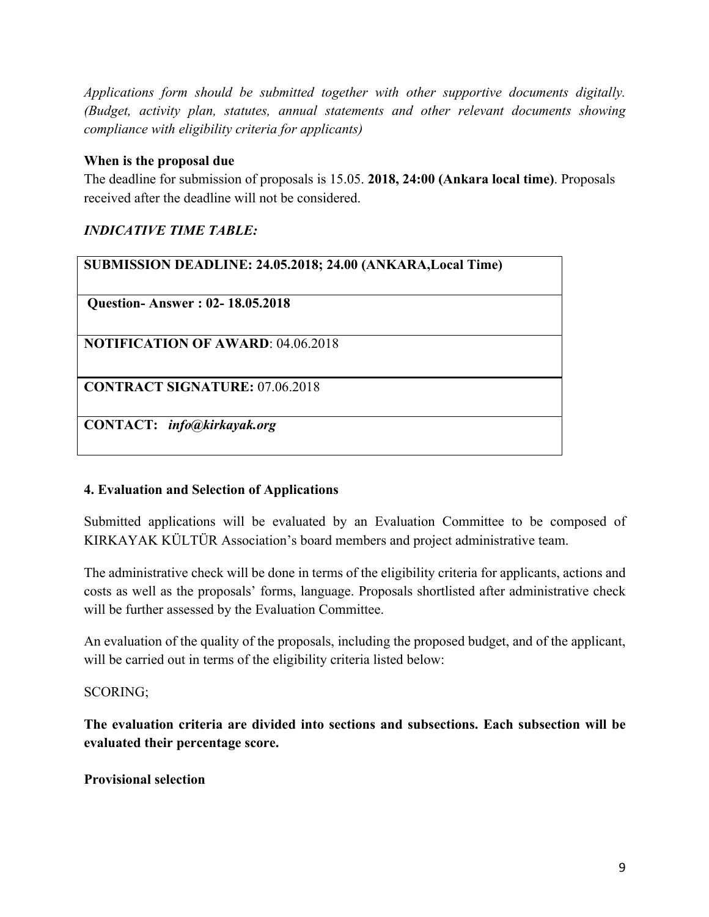*Applications form should be submitted together with other supportive documents digitally. (Budget, activity plan, statutes, annual statements and other relevant documents showing compliance with eligibility criteria for applicants)*

**When is the proposal due**

The deadline for submission of proposals is 15.05. **2018, 24:00 (Ankara local time)**. Proposals received after the deadline will not be considered.

***INDICATIVE TIME TABLE:***

| **SUBMISSION DEADLINE: 24.05.2018; 24.00 (ANKARA,Local Time)** |
|---|
| **Question- Answer : 02- 18.05.2018** |
| **NOTIFICATION OF AWARD**: 04.06.2018 |
| **CONTRACT SIGNATURE:** 07.06.2018 |
| **CONTACT:** ***info@kirkayak.org*** |

**4. Evaluation and Selection of Applications**

Submitted applications will be evaluated by an Evaluation Committee to be composed of KIRKAYAK KÜLTÜR Association's board members and project administrative team.

The administrative check will be done in terms of the eligibility criteria for applicants, actions and costs as well as the proposals' forms, language. Proposals shortlisted after administrative check will be further assessed by the Evaluation Committee.

An evaluation of the quality of the proposals, including the proposed budget, and of the applicant, will be carried out in terms of the eligibility criteria listed below:

SCORING;

**The evaluation criteria are divided into sections and subsections. Each subsection will be evaluated their percentage score.**

**Provisional selection**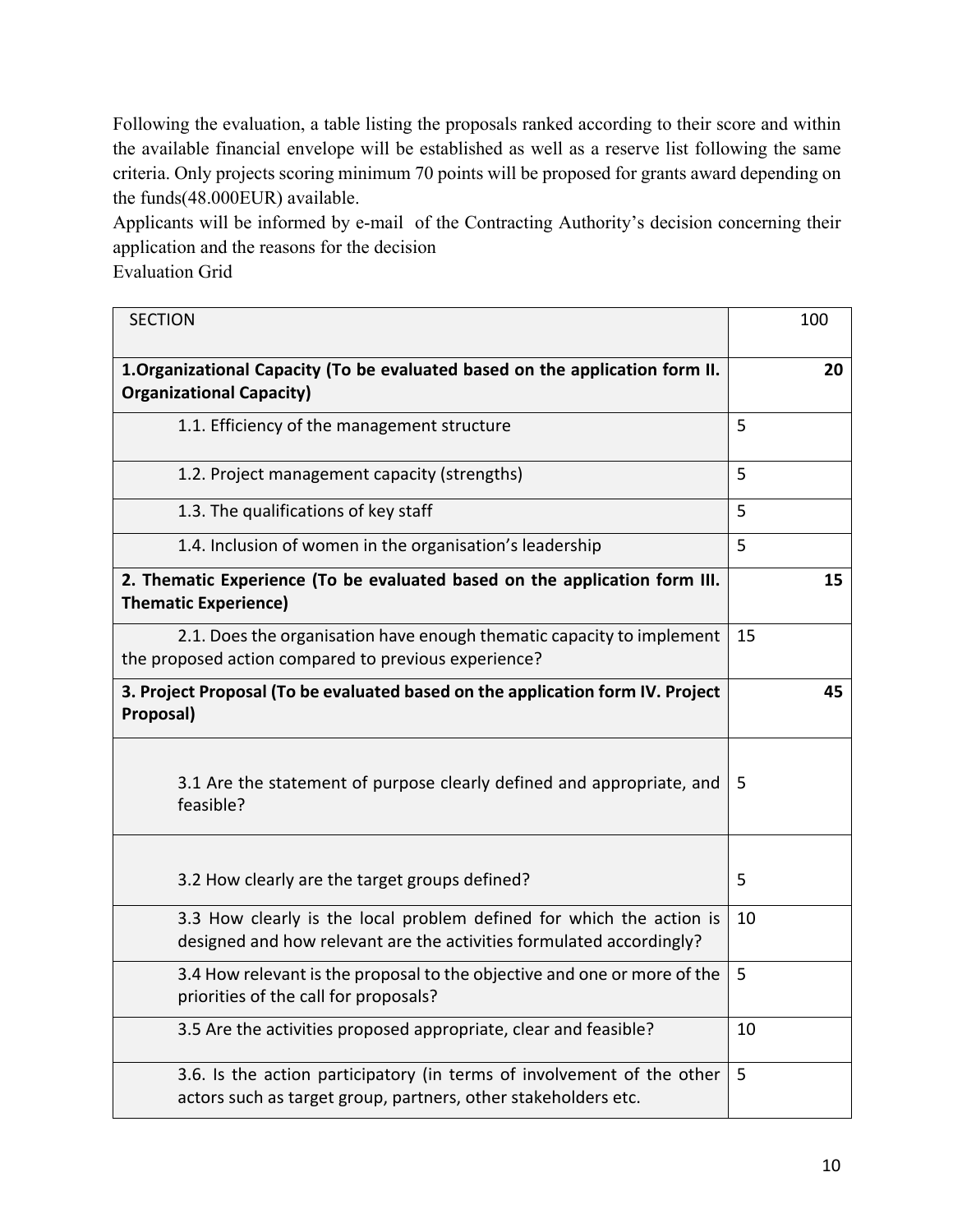Following the evaluation, a table listing the proposals ranked according to their score and within the available financial envelope will be established as well as a reserve list following the same criteria. Only projects scoring minimum 70 points will be proposed for grants award depending on the funds(48.000EUR) available.

Applicants will be informed by e-mail of the Contracting Authority's decision concerning their application and the reasons for the decision

Evaluation Grid

| SECTION | 100 |
|---|---|
| **1.Organizational Capacity (To be evaluated based on the application form II. Organizational Capacity)** | **20** |
| 1.1. Efficiency of the management structure | 5 |
| 1.2. Project management capacity (strengths) | 5 |
| 1.3. The qualifications of key staff | 5 |
| 1.4. Inclusion of women in the organisation's leadership | 5 |
| **2. Thematic Experience (To be evaluated based on the application form III. Thematic Experience)** | **15** |
| 2.1. Does the organisation have enough thematic capacity to implement the proposed action compared to previous experience? | 15 |
| **3. Project Proposal (To be evaluated based on the application form IV. Project Proposal)** | **45** |
| 3.1 Are the statement of purpose clearly defined and appropriate, and feasible? | 5 |
| 3.2 How clearly are the target groups defined? | 5 |
| 3.3 How clearly is the local problem defined for which the action is designed and how relevant are the activities formulated accordingly? | 10 |
| 3.4 How relevant is the proposal to the objective and one or more of the priorities of the call for proposals? | 5 |
| 3.5 Are the activities proposed appropriate, clear and feasible? | 10 |
| 3.6. Is the action participatory (in terms of involvement of the other actors such as target group, partners, other stakeholders etc. | 5 |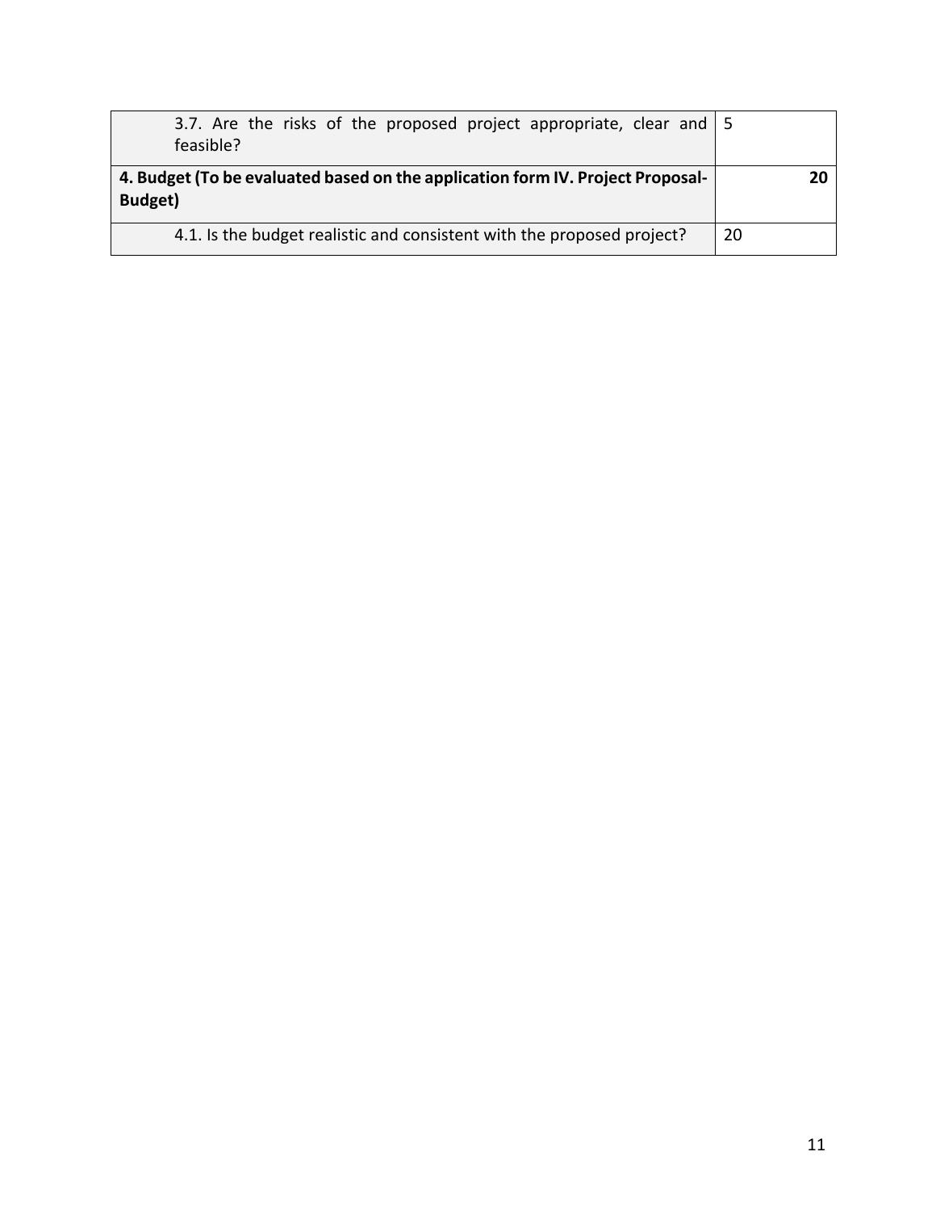| | |
|---|---|
| 3.7. Are the risks of the proposed project appropriate, clear and feasible? | 5 |
| **4. Budget (To be evaluated based on the application form IV. Project Proposal-Budget)** | **20** |
| 4.1. Is the budget realistic and consistent with the proposed project? | 20 |